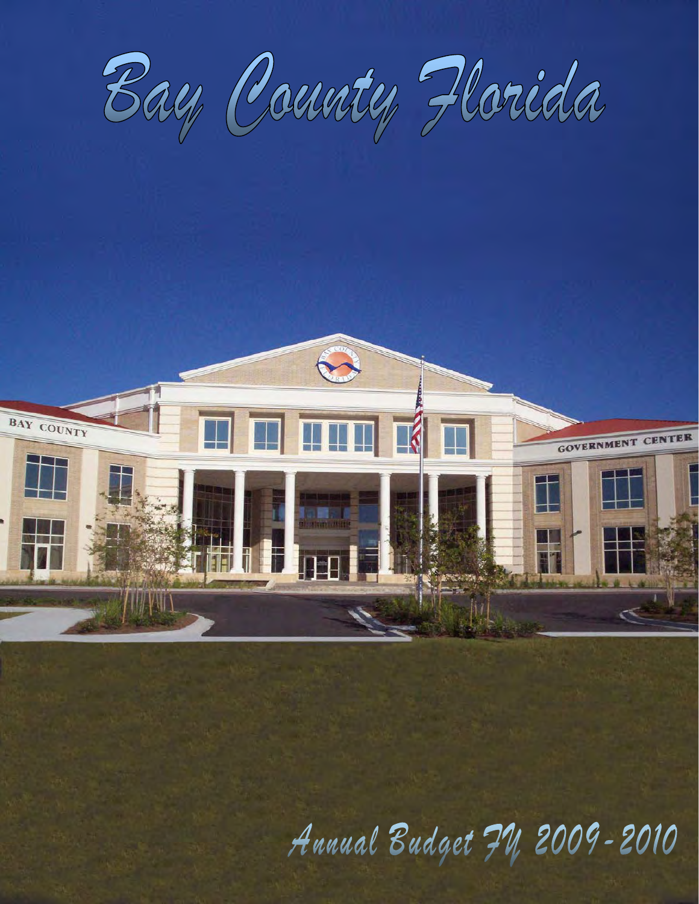# Bay County Florida

## Annual Budget FY 2009 - 2010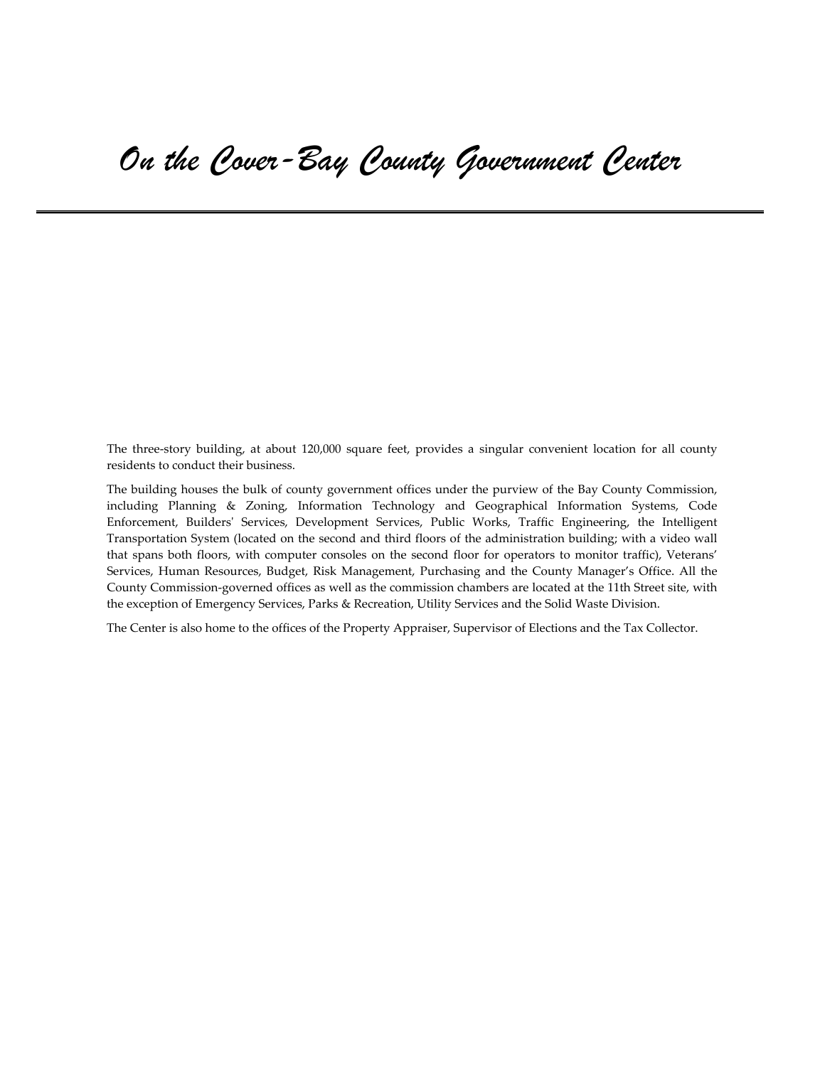# On the Cover-Bay County Government Center

The three-story building, at about 120,000 square feet, provides a singular convenient location for all county residents to conduct their business.

The building houses the bulk of county government offices under the purview of the Bay County Commission, including Planning & Zoning, Information Technology and Geographical Information Systems, Code Enforcement, Builders' Services, Development Services, Public Works, Traffic Engineering, the Intelligent Transportation System (located on the second and third floors of the administration building; with a video wall that spans both floors, with computer consoles on the second floor for operators to monitor traffic), Veterans' Services, Human Resources, Budget, Risk Management, Purchasing and the County Manager's Office. All the County Commission-governed offices as well as the commission chambers are located at the 11th Street site, with the exception of Emergency Services, Parks & Recreation, Utility Services and the Solid Waste Division.

The Center is also home to the offices of the Property Appraiser, Supervisor of Elections and the Tax Collector.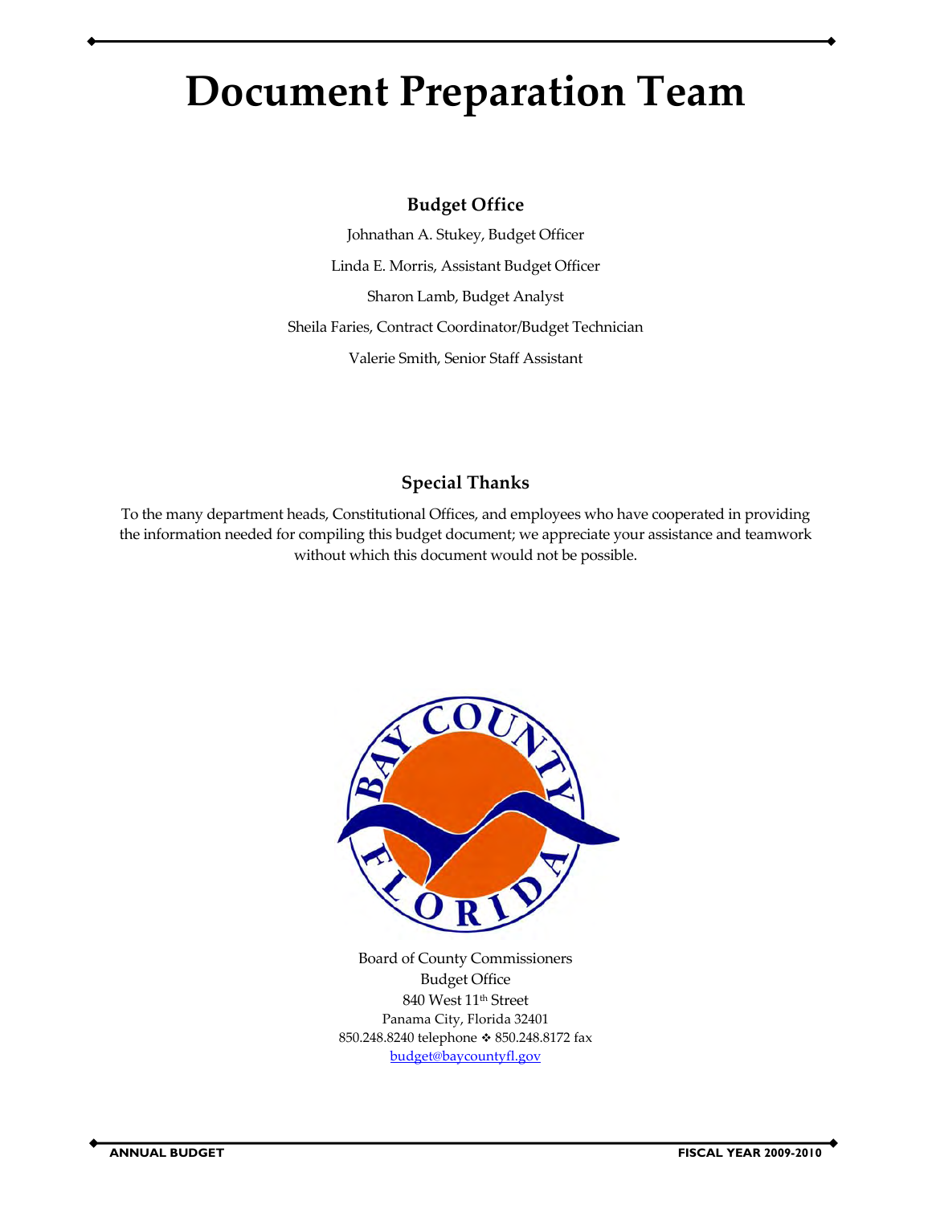# Document Preparation Team

### Budget Office

Johnathan A. Stukey, Budget Officer

Linda E. Morris, Assistant Budget Officer

Sharon Lamb, Budget Analyst

Sheila Faries, Contract Coordinator/Budget Technician

Valerie Smith, Senior Staff Assistant

### Special Thanks

To the many department heads, Constitutional Offices, and employees who have cooperated in providing the information needed for compiling this budget document; we appreciate your assistance and teamwork without which this document would not be possible.

Board of County Commissioners
Budget Office
840 West 11th Street
Panama City, Florida 32401
850.248.8240 telephone ❖ 850.248.8172 fax
budget@baycountyfl.gov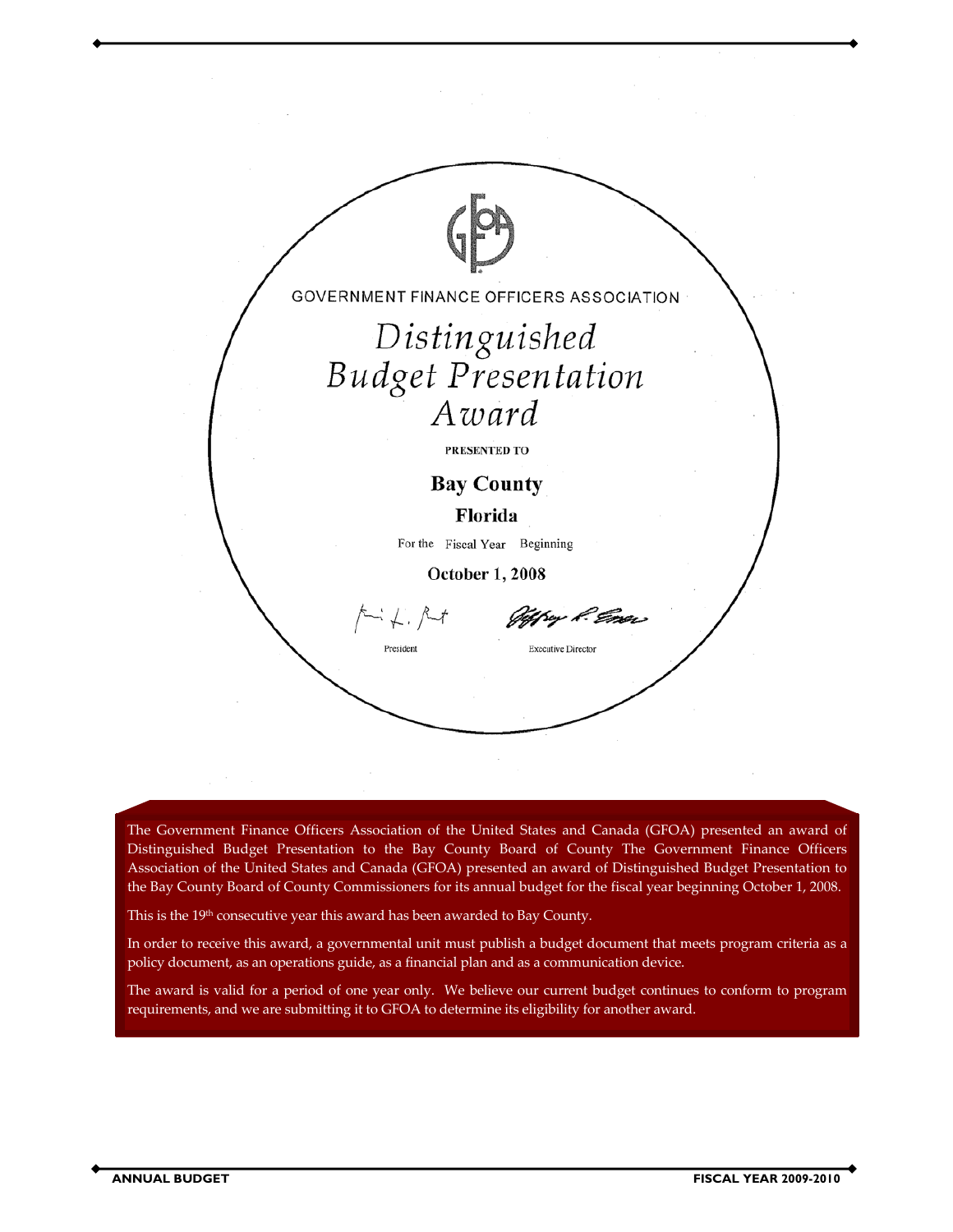GOVERNMENT FINANCE OFFICERS ASSOCIATION

# *Distinguished Budget Presentation Award*

PRESENTED TO

**Bay County**

**Florida**

For the Fiscal Year Beginning

**October 1, 2008**

President Executive Director

The Government Finance Officers Association of the United States and Canada (GFOA) presented an award of Distinguished Budget Presentation to the Bay County Board of County The Government Finance Officers Association of the United States and Canada (GFOA) presented an award of Distinguished Budget Presentation to the Bay County Board of County Commissioners for its annual budget for the fiscal year beginning October 1, 2008.

This is the 19th consecutive year this award has been awarded to Bay County.

In order to receive this award, a governmental unit must publish a budget document that meets program criteria as a policy document, as an operations guide, as a financial plan and as a communication device.

The award is valid for a period of one year only. We believe our current budget continues to conform to program requirements, and we are submitting it to GFOA to determine its eligibility for another award.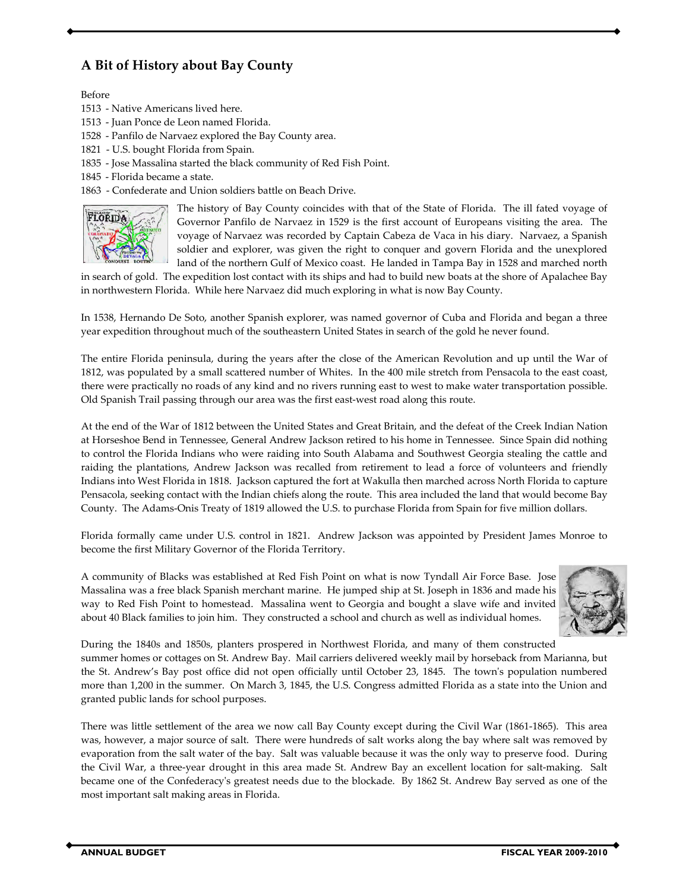## A Bit of History about Bay County

Before
1513 - Native Americans lived here.
1513 - Juan Ponce de Leon named Florida.
1528 - Panfilo de Narvaez explored the Bay County area.
1821 - U.S. bought Florida from Spain.
1835 - Jose Massalina started the black community of Red Fish Point.
1845 - Florida became a state.
1863 - Confederate and Union soldiers battle on Beach Drive.

The history of Bay County coincides with that of the State of Florida. The ill fated voyage of Governor Panfilo de Narvaez in 1529 is the first account of Europeans visiting the area. The voyage of Narvaez was recorded by Captain Cabeza de Vaca in his diary. Narvaez, a Spanish soldier and explorer, was given the right to conquer and govern Florida and the unexplored land of the northern Gulf of Mexico coast. He landed in Tampa Bay in 1528 and marched north in search of gold. The expedition lost contact with its ships and had to build new boats at the shore of Apalachee Bay in northwestern Florida. While here Narvaez did much exploring in what is now Bay County.

In 1538, Hernando De Soto, another Spanish explorer, was named governor of Cuba and Florida and began a three year expedition throughout much of the southeastern United States in search of the gold he never found.

The entire Florida peninsula, during the years after the close of the American Revolution and up until the War of 1812, was populated by a small scattered number of Whites. In the 400 mile stretch from Pensacola to the east coast, there were practically no roads of any kind and no rivers running east to west to make water transportation possible. Old Spanish Trail passing through our area was the first east-west road along this route.

At the end of the War of 1812 between the United States and Great Britain, and the defeat of the Creek Indian Nation at Horseshoe Bend in Tennessee, General Andrew Jackson retired to his home in Tennessee. Since Spain did nothing to control the Florida Indians who were raiding into South Alabama and Southwest Georgia stealing the cattle and raiding the plantations, Andrew Jackson was recalled from retirement to lead a force of volunteers and friendly Indians into West Florida in 1818. Jackson captured the fort at Wakulla then marched across North Florida to capture Pensacola, seeking contact with the Indian chiefs along the route. This area included the land that would become Bay County. The Adams-Onis Treaty of 1819 allowed the U.S. to purchase Florida from Spain for five million dollars.

Florida formally came under U.S. control in 1821. Andrew Jackson was appointed by President James Monroe to become the first Military Governor of the Florida Territory.

A community of Blacks was established at Red Fish Point on what is now Tyndall Air Force Base. Jose Massalina was a free black Spanish merchant marine. He jumped ship at St. Joseph in 1836 and made his way to Red Fish Point to homestead. Massalina went to Georgia and bought a slave wife and invited about 40 Black families to join him. They constructed a school and church as well as individual homes.

During the 1840s and 1850s, planters prospered in Northwest Florida, and many of them constructed summer homes or cottages on St. Andrew Bay. Mail carriers delivered weekly mail by horseback from Marianna, but the St. Andrew's Bay post office did not open officially until October 23, 1845. The town's population numbered more than 1,200 in the summer. On March 3, 1845, the U.S. Congress admitted Florida as a state into the Union and granted public lands for school purposes.

There was little settlement of the area we now call Bay County except during the Civil War (1861-1865). This area was, however, a major source of salt. There were hundreds of salt works along the bay where salt was removed by evaporation from the salt water of the bay. Salt was valuable because it was the only way to preserve food. During the Civil War, a three-year drought in this area made St. Andrew Bay an excellent location for salt-making. Salt became one of the Confederacy's greatest needs due to the blockade. By 1862 St. Andrew Bay served as one of the most important salt making areas in Florida.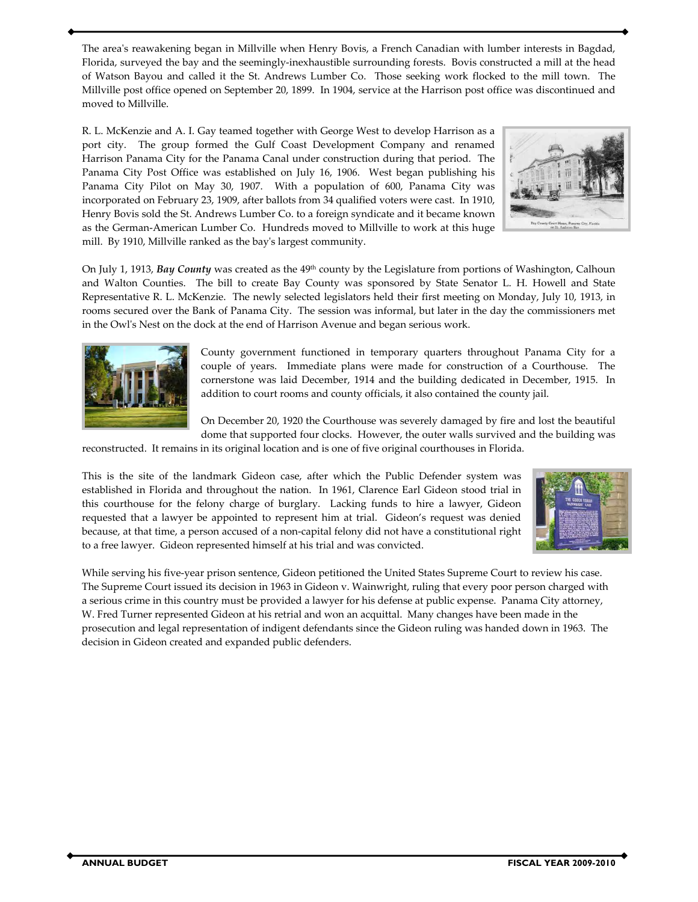The area's reawakening began in Millville when Henry Bovis, a French Canadian with lumber interests in Bagdad, Florida, surveyed the bay and the seemingly-inexhaustible surrounding forests. Bovis constructed a mill at the head of Watson Bayou and called it the St. Andrews Lumber Co. Those seeking work flocked to the mill town. The Millville post office opened on September 20, 1899. In 1904, service at the Harrison post office was discontinued and moved to Millville.

R. L. McKenzie and A. I. Gay teamed together with George West to develop Harrison as a port city. The group formed the Gulf Coast Development Company and renamed Harrison Panama City for the Panama Canal under construction during that period. The Panama City Post Office was established on July 16, 1906. West began publishing his Panama City Pilot on May 30, 1907. With a population of 600, Panama City was incorporated on February 23, 1909, after ballots from 34 qualified voters were cast. In 1910, Henry Bovis sold the St. Andrews Lumber Co. to a foreign syndicate and it became known as the German-American Lumber Co. Hundreds moved to Millville to work at this huge mill. By 1910, Millville ranked as the bay's largest community.

On July 1, 1913, ***Bay County*** was created as the 49th county by the Legislature from portions of Washington, Calhoun and Walton Counties. The bill to create Bay County was sponsored by State Senator L. H. Howell and State Representative R. L. McKenzie. The newly selected legislators held their first meeting on Monday, July 10, 1913, in rooms secured over the Bank of Panama City. The session was informal, but later in the day the commissioners met in the Owl's Nest on the dock at the end of Harrison Avenue and began serious work.

County government functioned in temporary quarters throughout Panama City for a couple of years. Immediate plans were made for construction of a Courthouse. The cornerstone was laid December, 1914 and the building dedicated in December, 1915. In addition to court rooms and county officials, it also contained the county jail.

On December 20, 1920 the Courthouse was severely damaged by fire and lost the beautiful dome that supported four clocks. However, the outer walls survived and the building was reconstructed. It remains in its original location and is one of five original courthouses in Florida.

This is the site of the landmark Gideon case, after which the Public Defender system was established in Florida and throughout the nation. In 1961, Clarence Earl Gideon stood trial in this courthouse for the felony charge of burglary. Lacking funds to hire a lawyer, Gideon requested that a lawyer be appointed to represent him at trial. Gideon's request was denied because, at that time, a person accused of a non-capital felony did not have a constitutional right to a free lawyer. Gideon represented himself at his trial and was convicted.

While serving his five-year prison sentence, Gideon petitioned the United States Supreme Court to review his case. The Supreme Court issued its decision in 1963 in Gideon v. Wainwright, ruling that every poor person charged with a serious crime in this country must be provided a lawyer for his defense at public expense. Panama City attorney, W. Fred Turner represented Gideon at his retrial and won an acquittal. Many changes have been made in the prosecution and legal representation of indigent defendants since the Gideon ruling was handed down in 1963. The decision in Gideon created and expanded public defenders.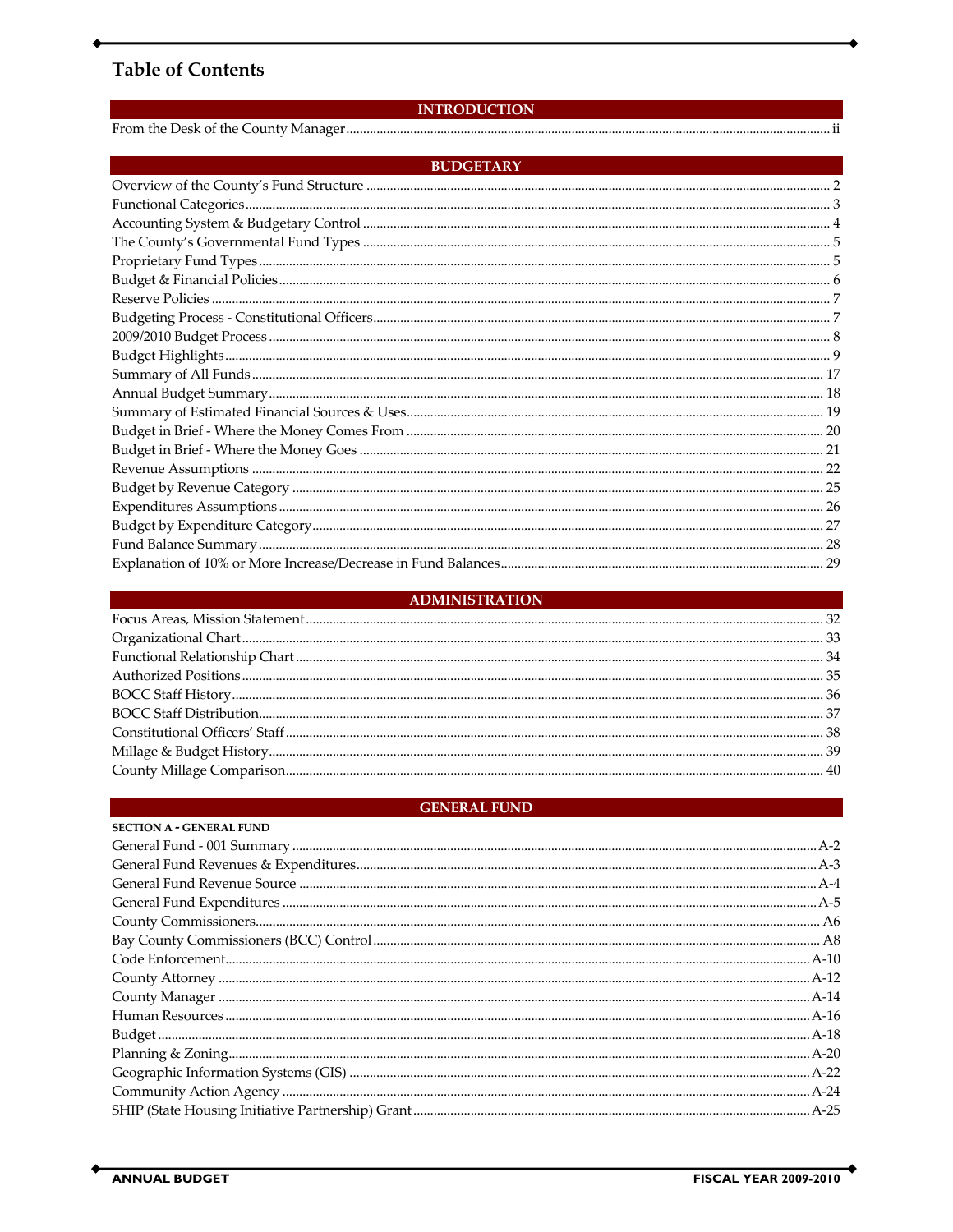# Table of Contents

## INTRODUCTION

| | |
|---|---|
| From the Desk of the County Manager | ii |

## BUDGETARY

| | |
|---|---|
| Overview of the County's Fund Structure | 2 |
| Functional Categories | 3 |
| Accounting System & Budgetary Control | 4 |
| The County's Governmental Fund Types | 5 |
| Proprietary Fund Types | 5 |
| Budget & Financial Policies | 6 |
| Reserve Policies | 7 |
| Budgeting Process - Constitutional Officers | 7 |
| 2009/2010 Budget Process | 8 |
| Budget Highlights | 9 |
| Summary of All Funds | 17 |
| Annual Budget Summary | 18 |
| Summary of Estimated Financial Sources & Uses | 19 |
| Budget in Brief - Where the Money Comes From | 20 |
| Budget in Brief - Where the Money Goes | 21 |
| Revenue Assumptions | 22 |
| Budget by Revenue Category | 25 |
| Expenditures Assumptions | 26 |
| Budget by Expenditure Category | 27 |
| Fund Balance Summary | 28 |
| Explanation of 10% or More Increase/Decrease in Fund Balances | 29 |

## ADMINISTRATION

| | |
|---|---|
| Focus Areas, Mission Statement | 32 |
| Organizational Chart | 33 |
| Functional Relationship Chart | 34 |
| Authorized Positions | 35 |
| BOCC Staff History | 36 |
| BOCC Staff Distribution | 37 |
| Constitutional Officers' Staff | 38 |
| Millage & Budget History | 39 |
| County Millage Comparison | 40 |

## GENERAL FUND

**SECTION A - GENERAL FUND**

| | |
|---|---|
| General Fund - 001 Summary | A-2 |
| General Fund Revenues & Expenditures | A-3 |
| General Fund Revenue Source | A-4 |
| General Fund Expenditures | A-5 |
| County Commissioners | A6 |
| Bay County Commissioners (BCC) Control | A8 |
| Code Enforcement | A-10 |
| County Attorney | A-12 |
| County Manager | A-14 |
| Human Resources | A-16 |
| Budget | A-18 |
| Planning & Zoning | A-20 |
| Geographic Information Systems (GIS) | A-22 |
| Community Action Agency | A-24 |
| SHIP (State Housing Initiative Partnership) Grant | A-25 |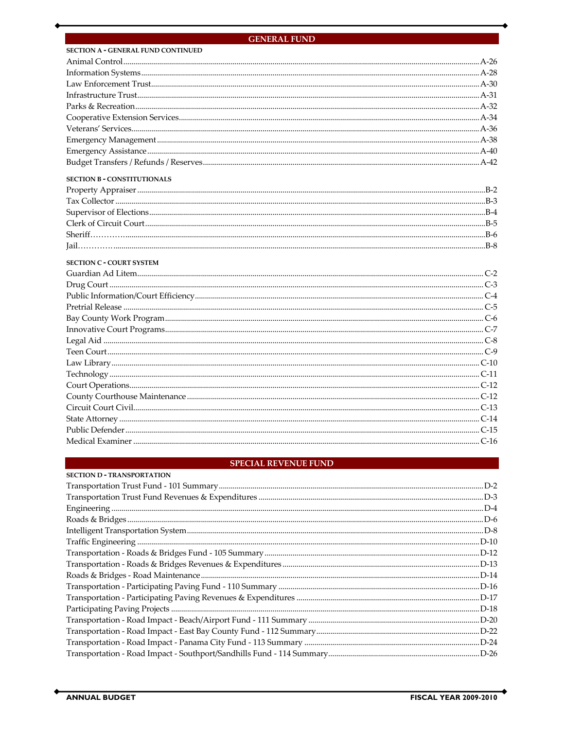## GENERAL FUND

**SECTION A - GENERAL FUND CONTINUED**

| | |
|---|---|
| Animal Control | A-26 |
| Information Systems | A-28 |
| Law Enforcement Trust | A-30 |
| Infrastructure Trust | A-31 |
| Parks & Recreation | A-32 |
| Cooperative Extension Services | A-34 |
| Veterans' Services | A-36 |
| Emergency Management | A-38 |
| Emergency Assistance | A-40 |
| Budget Transfers / Refunds / Reserves | A-42 |

**SECTION B - CONSTITUTIONALS**

| | |
|---|---|
| Property Appraiser | B-2 |
| Tax Collector | B-3 |
| Supervisor of Elections | B-4 |
| Clerk of Circuit Court | B-5 |
| Sheriff | B-6 |
| Jail | B-8 |

**SECTION C - COURT SYSTEM**

| | |
|---|---|
| Guardian Ad Litem | C-2 |
| Drug Court | C-3 |
| Public Information/Court Efficiency | C-4 |
| Pretrial Release | C-5 |
| Bay County Work Program | C-6 |
| Innovative Court Programs | C-7 |
| Legal Aid | C-8 |
| Teen Court | C-9 |
| Law Library | C-10 |
| Technology | C-11 |
| Court Operations | C-12 |
| County Courthouse Maintenance | C-12 |
| Circuit Court Civil | C-13 |
| State Attorney | C-14 |
| Public Defender | C-15 |
| Medical Examiner | C-16 |

## SPECIAL REVENUE FUND

**SECTION D - TRANSPORTATION**

| | |
|---|---|
| Transportation Trust Fund - 101 Summary | D-2 |
| Transportation Trust Fund Revenues & Expenditures | D-3 |
| Engineering | D-4 |
| Roads & Bridges | D-6 |
| Intelligent Transportation System | D-8 |
| Traffic Engineering | D-10 |
| Transportation - Roads & Bridges Fund - 105 Summary | D-12 |
| Transportation - Roads & Bridges Revenues & Expenditures | D-13 |
| Roads & Bridges - Road Maintenance | D-14 |
| Transportation - Participating Paving Fund - 110 Summary | D-16 |
| Transportation - Participating Paving Revenues & Expenditures | D-17 |
| Participating Paving Projects | D-18 |
| Transportation - Road Impact - Beach/Airport Fund - 111 Summary | D-20 |
| Transportation - Road Impact - East Bay County Fund - 112 Summary | D-22 |
| Transportation - Road Impact - Panama City Fund - 113 Summary | D-24 |
| Transportation - Road Impact - Southport/Sandhills Fund - 114 Summary | D-26 |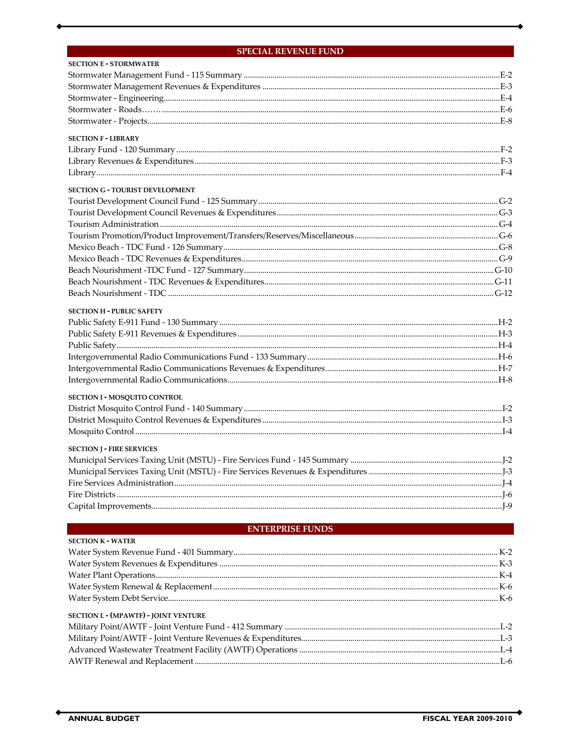## SPECIAL REVENUE FUND

### SECTION E - STORMWATER

| | |
|---|---|
| Stormwater Management Fund - 115 Summary | E-2 |
| Stormwater Management Revenues & Expenditures | E-3 |
| Stormwater - Engineering | E-4 |
| Stormwater - Roads…… | E-6 |
| Stormwater - Projects | E-8 |

### SECTION F - LIBRARY

| | |
|---|---|
| Library Fund - 120 Summary | F-2 |
| Library Revenues & Expenditures | F-3 |
| Library | F-4 |

### SECTION G - TOURIST DEVELOPMENT

| | |
|---|---|
| Tourist Development Council Fund - 125 Summary | G-2 |
| Tourist Development Council Revenues & Expenditures | G-3 |
| Tourism Administration | G-4 |
| Tourism Promotion/Product Improvement/Transfers/Reserves/Miscellaneous | G-6 |
| Mexico Beach - TDC Fund - 126 Summary | G-8 |
| Mexico Beach - TDC Revenues & Expenditures | G-9 |
| Beach Nourishment -TDC Fund - 127 Summary | G-10 |
| Beach Nourishment - TDC Revenues & Expenditures | G-11 |
| Beach Nourishment - TDC | G-12 |

### SECTION H - PUBLIC SAFETY

| | |
|---|---|
| Public Safety E-911 Fund - 130 Summary | H-2 |
| Public Safety E-911 Revenues & Expenditures | H-3 |
| Public Safety | H-4 |
| Intergovernmental Radio Communications Fund - 133 Summary | H-6 |
| Intergovernmental Radio Communications Revenues & Expenditures | H-7 |
| Intergovernmental Radio Communications | H-8 |

### SECTION I - MOSQUITO CONTROL

| | |
|---|---|
| District Mosquito Control Fund - 140 Summary | I-2 |
| District Mosquito Control Revenues & Expenditures | I-3 |
| Mosquito Control | I-4 |

### SECTION J - FIRE SERVICES

| | |
|---|---|
| Municipal Services Taxing Unit (MSTU) - Fire Services Fund - 145 Summary | J-2 |
| Municipal Services Taxing Unit (MSTU) - Fire Services Revenues & Expenditures | J-3 |
| Fire Services Administration | J-4 |
| Fire Districts | J-6 |
| Capital Improvements | J-9 |

## ENTERPRISE FUNDS

### SECTION K - WATER

| | |
|---|---|
| Water System Revenue Fund - 401 Summary | K-2 |
| Water System Revenues & Expenditures | K-3 |
| Water Plant Operations | K-4 |
| Water System Renewal & Replacement | K-6 |
| Water System Debt Service | K-6 |

### SECTION L - (MPAWTF) - JOINT VENTURE

| | |
|---|---|
| Military Point/AWTF - Joint Venture Fund - 412 Summary | L-2 |
| Military Point/AWTF - Joint Venture Revenues & Expenditures | L-3 |
| Advanced Wastewater Treatment Facility (AWTF) Operations | L-4 |
| AWTF Renewal and Replacement | L-6 |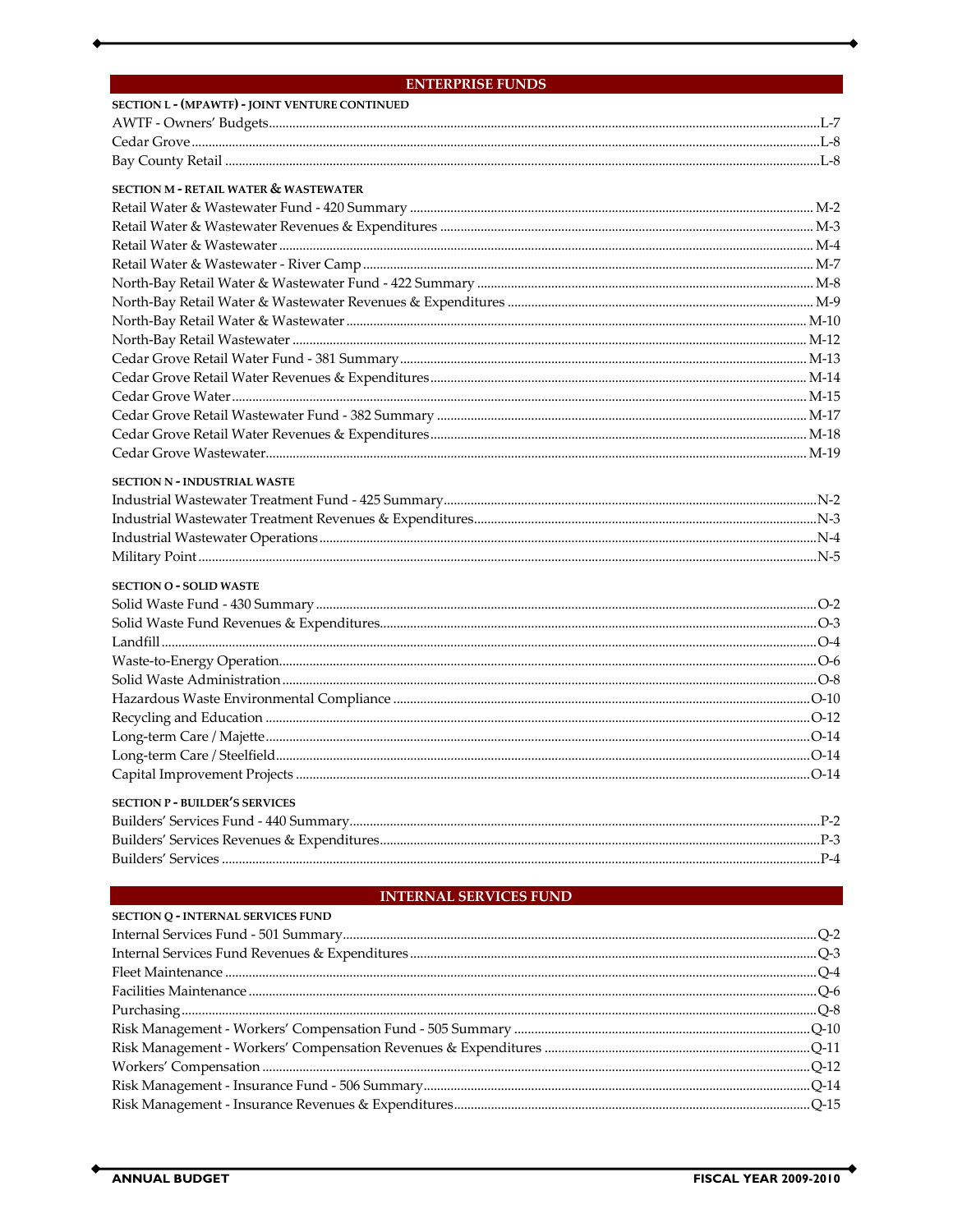## ENTERPRISE FUNDS

**SECTION L - (MPAWTF) - JOINT VENTURE CONTINUED**

| | |
|---|---|
| AWTF - Owners' Budgets | L-7 |
| Cedar Grove | L-8 |
| Bay County Retail | L-8 |

**SECTION M - RETAIL WATER & WASTEWATER**

| | |
|---|---|
| Retail Water & Wastewater Fund - 420 Summary | M-2 |
| Retail Water & Wastewater Revenues & Expenditures | M-3 |
| Retail Water & Wastewater | M-4 |
| Retail Water & Wastewater - River Camp | M-7 |
| North-Bay Retail Water & Wastewater Fund - 422 Summary | M-8 |
| North-Bay Retail Water & Wastewater Revenues & Expenditures | M-9 |
| North-Bay Retail Water & Wastewater | M-10 |
| North-Bay Retail Wastewater | M-12 |
| Cedar Grove Retail Water Fund - 381 Summary | M-13 |
| Cedar Grove Retail Water Revenues & Expenditures | M-14 |
| Cedar Grove Water | M-15 |
| Cedar Grove Retail Wastewater Fund - 382 Summary | M-17 |
| Cedar Grove Retail Water Revenues & Expenditures | M-18 |
| Cedar Grove Wastewater | M-19 |

**SECTION N - INDUSTRIAL WASTE**

| | |
|---|---|
| Industrial Wastewater Treatment Fund - 425 Summary | N-2 |
| Industrial Wastewater Treatment Revenues & Expenditures | N-3 |
| Industrial Wastewater Operations | N-4 |
| Military Point | N-5 |

**SECTION O - SOLID WASTE**

| | |
|---|---|
| Solid Waste Fund - 430 Summary | O-2 |
| Solid Waste Fund Revenues & Expenditures | O-3 |
| Landfill | O-4 |
| Waste-to-Energy Operation | O-6 |
| Solid Waste Administration | O-8 |
| Hazardous Waste Environmental Compliance | O-10 |
| Recycling and Education | O-12 |
| Long-term Care / Majette | O-14 |
| Long-term Care / Steelfield | O-14 |
| Capital Improvement Projects | O-14 |

**SECTION P - BUILDER'S SERVICES**

| | |
|---|---|
| Builders' Services Fund - 440 Summary | P-2 |
| Builders' Services Revenues & Expenditures | P-3 |
| Builders' Services | P-4 |

## INTERNAL SERVICES FUND

**SECTION Q - INTERNAL SERVICES FUND**

| | |
|---|---|
| Internal Services Fund - 501 Summary | Q-2 |
| Internal Services Fund Revenues & Expenditures | Q-3 |
| Fleet Maintenance | Q-4 |
| Facilities Maintenance | Q-6 |
| Purchasing | Q-8 |
| Risk Management - Workers' Compensation Fund - 505 Summary | Q-10 |
| Risk Management - Workers' Compensation Revenues & Expenditures | Q-11 |
| Workers' Compensation | Q-12 |
| Risk Management - Insurance Fund - 506 Summary | Q-14 |
| Risk Management - Insurance Revenues & Expenditures | Q-15 |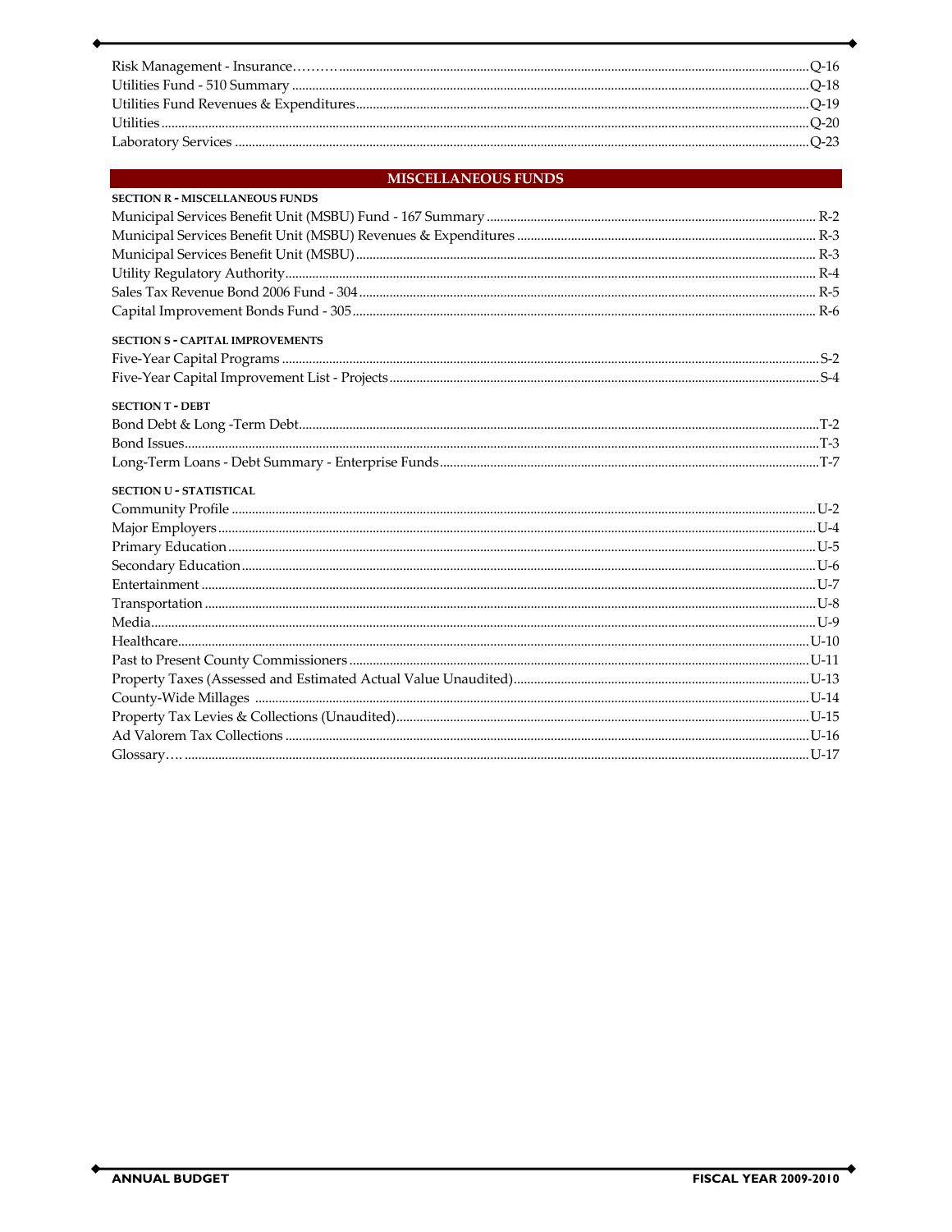Risk Management - Insurance……….......... Q-16
Utilities Fund - 510 Summary .......... Q-18
Utilities Fund Revenues & Expenditures.......... Q-19
Utilities.......... Q-20
Laboratory Services .......... Q-23

## MISCELLANEOUS FUNDS

**SECTION R - MISCELLANEOUS FUNDS**

Municipal Services Benefit Unit (MSBU) Fund - 167 Summary .......... R-2
Municipal Services Benefit Unit (MSBU) Revenues & Expenditures .......... R-3
Municipal Services Benefit Unit (MSBU) .......... R-3
Utility Regulatory Authority.......... R-4
Sales Tax Revenue Bond 2006 Fund - 304 .......... R-5
Capital Improvement Bonds Fund - 305 .......... R-6

**SECTION S - CAPITAL IMPROVEMENTS**

Five-Year Capital Programs .......... S-2
Five-Year Capital Improvement List - Projects .......... S-4

**SECTION T - DEBT**

Bond Debt & Long -Term Debt.......... T-2
Bond Issues.......... T-3
Long-Term Loans - Debt Summary - Enterprise Funds.......... T-7

**SECTION U - STATISTICAL**

Community Profile .......... U-2
Major Employers .......... U-4
Primary Education .......... U-5
Secondary Education .......... U-6
Entertainment .......... U-7
Transportation .......... U-8
Media.......... U-9
Healthcare.......... U-10
Past to Present County Commissioners .......... U-11
Property Taxes (Assessed and Estimated Actual Value Unaudited).......... U-13
County-Wide Millages .......... U-14
Property Tax Levies & Collections (Unaudited).......... U-15
Ad Valorem Tax Collections .......... U-16
Glossary…. .......... U-17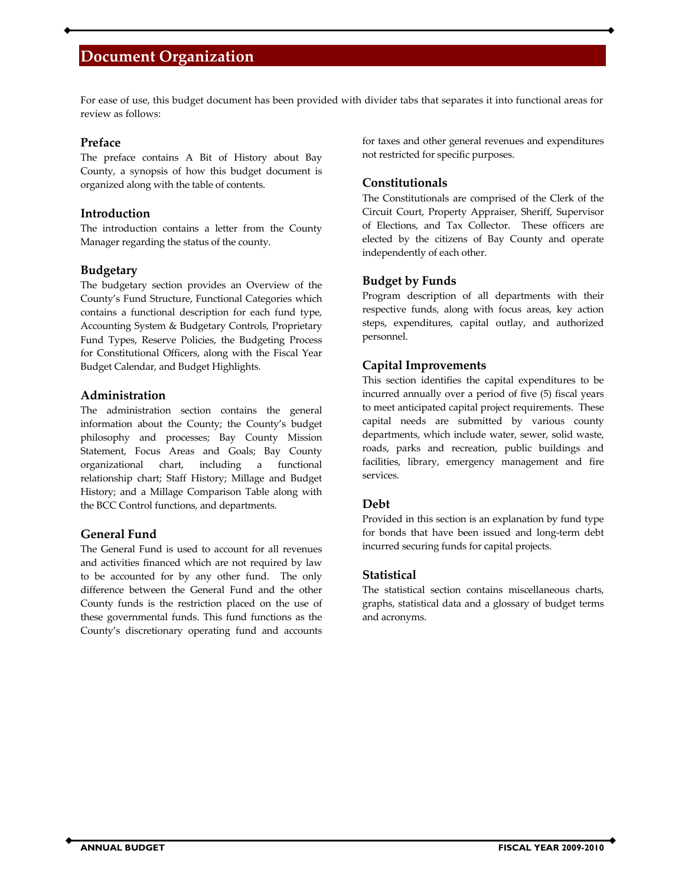# Document Organization

For ease of use, this budget document has been provided with divider tabs that separates it into functional areas for review as follows:

### Preface

The preface contains A Bit of History about Bay County, a synopsis of how this budget document is organized along with the table of contents.

### Introduction

The introduction contains a letter from the County Manager regarding the status of the county.

### Budgetary

The budgetary section provides an Overview of the County's Fund Structure, Functional Categories which contains a functional description for each fund type, Accounting System & Budgetary Controls, Proprietary Fund Types, Reserve Policies, the Budgeting Process for Constitutional Officers, along with the Fiscal Year Budget Calendar, and Budget Highlights.

### Administration

The administration section contains the general information about the County; the County's budget philosophy and processes; Bay County Mission Statement, Focus Areas and Goals; Bay County organizational chart, including a functional relationship chart; Staff History; Millage and Budget History; and a Millage Comparison Table along with the BCC Control functions, and departments.

### General Fund

The General Fund is used to account for all revenues and activities financed which are not required by law to be accounted for by any other fund. The only difference between the General Fund and the other County funds is the restriction placed on the use of these governmental funds. This fund functions as the County's discretionary operating fund and accounts for taxes and other general revenues and expenditures not restricted for specific purposes.

### Constitutionals

The Constitutionals are comprised of the Clerk of the Circuit Court, Property Appraiser, Sheriff, Supervisor of Elections, and Tax Collector. These officers are elected by the citizens of Bay County and operate independently of each other.

### Budget by Funds

Program description of all departments with their respective funds, along with focus areas, key action steps, expenditures, capital outlay, and authorized personnel.

### Capital Improvements

This section identifies the capital expenditures to be incurred annually over a period of five (5) fiscal years to meet anticipated capital project requirements. These capital needs are submitted by various county departments, which include water, sewer, solid waste, roads, parks and recreation, public buildings and facilities, library, emergency management and fire services.

### Debt

Provided in this section is an explanation by fund type for bonds that have been issued and long-term debt incurred securing funds for capital projects.

### Statistical

The statistical section contains miscellaneous charts, graphs, statistical data and a glossary of budget terms and acronyms.